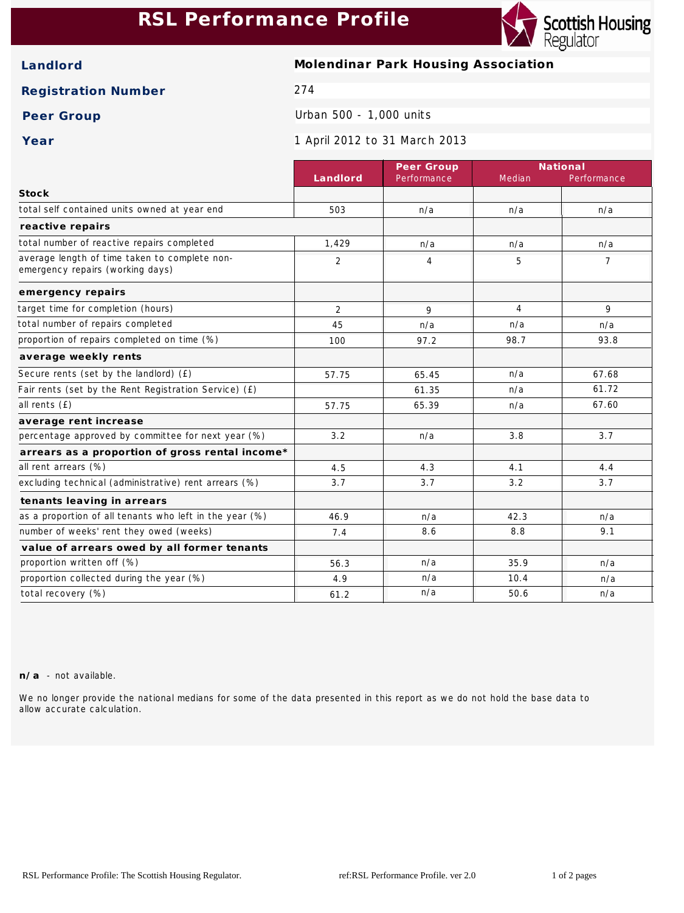# RSL Performance Profile

**Landlord** Molendinar Park Housing Association

**Registration Number** 274

**Peer Group** Urban 500 - 1,000 units

**Year** 1 April 2012 to 31 March 2013

| | Landlord | Peer Group | National | |
|---|---|---|---|---|
| | | Performance | Median | Performance |
| **Stock** | | | | |
| total self contained units owned at year end | 503 | n/a | n/a | n/a |
| **reactive repairs** | | | | |
| total number of reactive repairs completed | 1,429 | n/a | n/a | n/a |
| average length of time taken to complete non-emergency repairs (working days) | 2 | 4 | 5 | 7 |
| **emergency repairs** | | | | |
| target time for completion (hours) | 2 | 9 | 4 | 9 |
| total number of repairs completed | 45 | n/a | n/a | n/a |
| proportion of repairs completed on time (%) | 100 | 97.2 | 98.7 | 93.8 |
| **average weekly rents** | | | | |
| Secure rents (set by the landlord) (£) | 57.75 | 65.45 | n/a | 67.68 |
| Fair rents (set by the Rent Registration Service) (£) | | 61.35 | n/a | 61.72 |
| all rents (£) | 57.75 | 65.39 | n/a | 67.60 |
| **average rent increase** | | | | |
| percentage approved by committee for next year (%) | 3.2 | n/a | 3.8 | 3.7 |
| **arrears as a proportion of gross rental income*** | | | | |
| all rent arrears (%) | 4.5 | 4.3 | 4.1 | 4.4 |
| excluding technical (administrative) rent arrears (%) | 3.7 | 3.7 | 3.2 | 3.7 |
| **tenants leaving in arrears** | | | | |
| as a proportion of all tenants who left in the year (%) | 46.9 | n/a | 42.3 | n/a |
| number of weeks' rent they owed (weeks) | 7.4 | 8.6 | 8.8 | 9.1 |
| **value of arrears owed by all former tenants** | | | | |
| proportion written off (%) | 56.3 | n/a | 35.9 | n/a |
| proportion collected during the year (%) | 4.9 | n/a | 10.4 | n/a |
| total recovery (%) | 61.2 | n/a | 50.6 | n/a |

**n/a** - not available.

We no longer provide the national medians for some of the data presented in this report as we do not hold the base data to allow accurate calculation.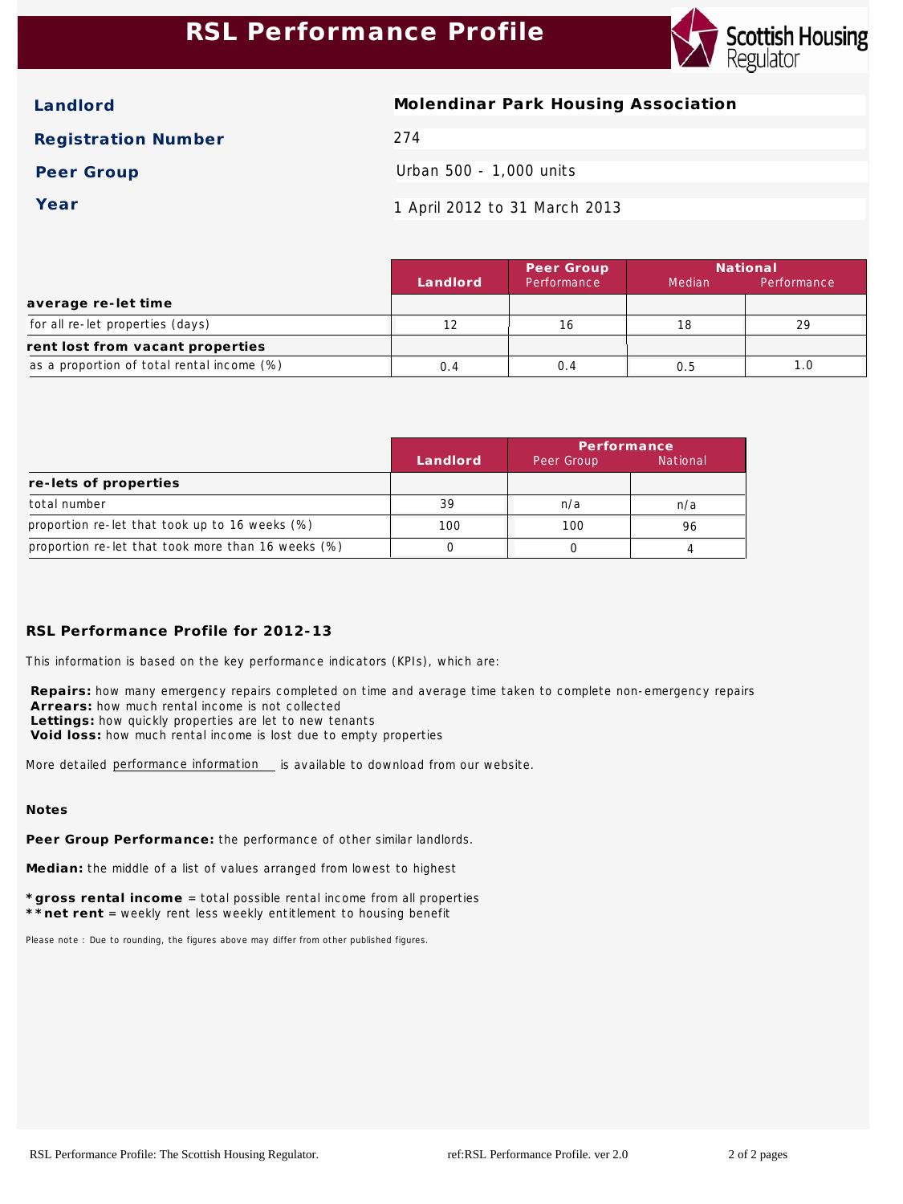# RSL Performance Profile

| | |
|---|---|
| **Landlord** | **Molendinar Park Housing Association** |
| **Registration Number** | 274 |
| **Peer Group** | Urban 500 - 1,000 units |
| **Year** | 1 April 2012 to 31 March 2013 |

| | Landlord | Peer Group | National | |
|---|---|---|---|---|
| | | Performance | Median | Performance |
| **average re-let time** | | | | |
| for all re-let properties (days) | 12 | 16 | 18 | 29 |
| **rent lost from vacant properties** | | | | |
| as a proportion of total rental income (%) | 0.4 | 0.4 | 0.5 | 1.0 |

| | Landlord | Performance | |
|---|---|---|---|
| | | Peer Group | National |
| **re-lets of properties** | | | |
| total number | 39 | n/a | n/a |
| proportion re-let that took up to 16 weeks (%) | 100 | 100 | 96 |
| proportion re-let that took more than 16 weeks (%) | 0 | 0 | 4 |

## RSL Performance Profile for 2012-13

This information is based on the key performance indicators (KPIs), which are:

**Repairs:** how many emergency repairs completed on time and average time taken to complete non-emergency repairs
**Arrears:** how much rental income is not collected
**Lettings:** how quickly properties are let to new tenants
**Void loss:** how much rental income is lost due to empty properties

More detailed performance information is available to download from our website.

### Notes

**Peer Group Performance:** the performance of other similar landlords.

**Median:** the middle of a list of values arranged from lowest to highest

***gross rental income** = total possible rental income from all properties
****net rent** = weekly rent less weekly entitlement to housing benefit

Please note : Due to rounding, the figures above may differ from other published figures.